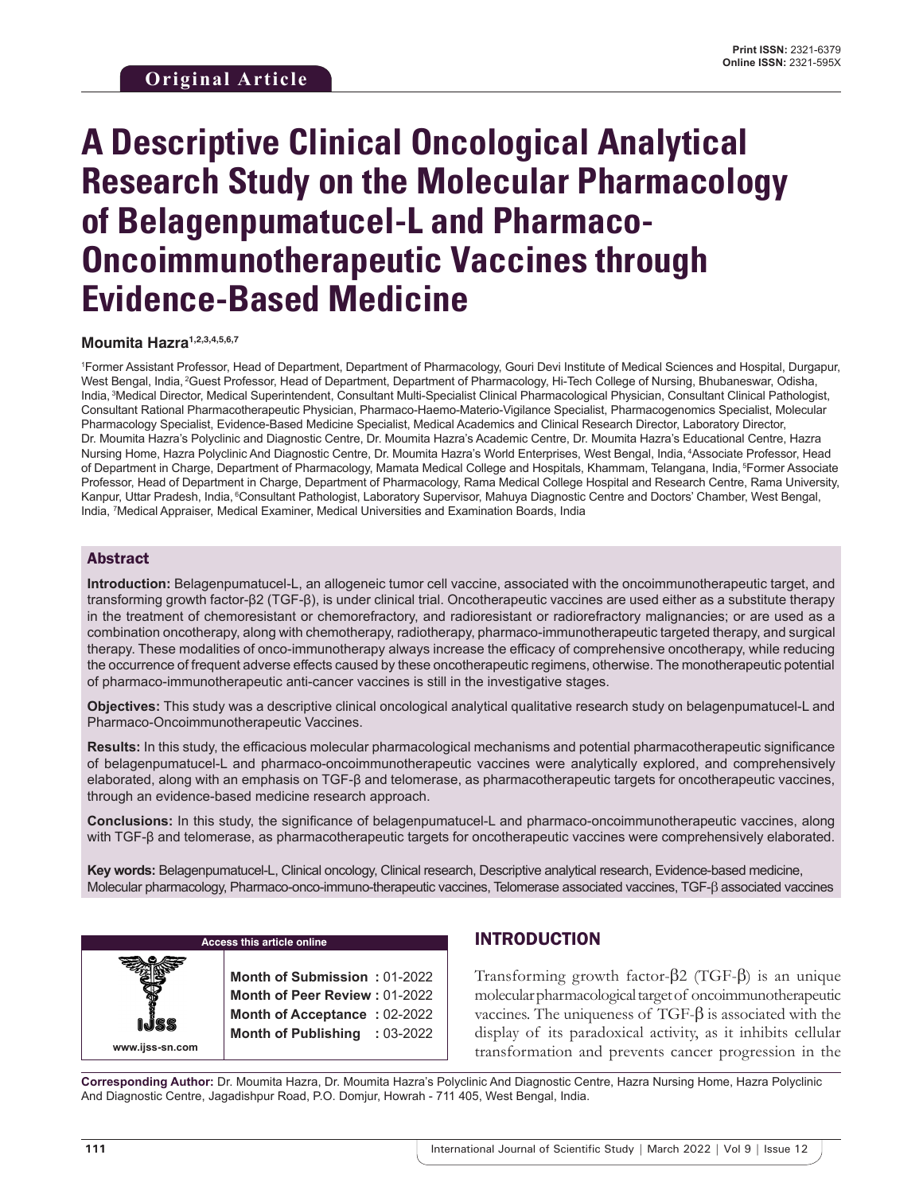**Original Article**

Print ISSN: 2321-6379
Online ISSN: 2321-595X

# A Descriptive Clinical Oncological Analytical Research Study on the Molecular Pharmacology of Belagenpumatucel-L and Pharmaco-Oncoimmunotherapeutic Vaccines through Evidence-Based Medicine

**Moumita Hazra[1,2,3,4,5,6,7]**

[1]Former Assistant Professor, Head of Department, Department of Pharmacology, Gouri Devi Institute of Medical Sciences and Hospital, Durgapur, West Bengal, India, [2]Guest Professor, Head of Department, Department of Pharmacology, Hi-Tech College of Nursing, Bhubaneswar, Odisha, India, [3]Medical Director, Medical Superintendent, Consultant Multi-Specialist Clinical Pharmacological Physician, Consultant Clinical Pathologist, Consultant Rational Pharmacotherapeutic Physician, Pharmaco-Haemo-Materio-Vigilance Specialist, Pharmacogenomics Specialist, Molecular Pharmacology Specialist, Evidence-Based Medicine Specialist, Medical Academics and Clinical Research Director, Laboratory Director, Dr. Moumita Hazra's Polyclinic and Diagnostic Centre, Dr. Moumita Hazra's Academic Centre, Dr. Moumita Hazra's Educational Centre, Hazra Nursing Home, Hazra Polyclinic And Diagnostic Centre, Dr. Moumita Hazra's World Enterprises, West Bengal, India, [4]Associate Professor, Head of Department in Charge, Department of Pharmacology, Mamata Medical College and Hospitals, Khammam, Telangana, India, [5]Former Associate Professor, Head of Department in Charge, Department of Pharmacology, Rama Medical College Hospital and Research Centre, Rama University, Kanpur, Uttar Pradesh, India, [6]Consultant Pathologist, Laboratory Supervisor, Mahuya Diagnostic Centre and Doctors' Chamber, West Bengal, India, [7]Medical Appraiser, Medical Examiner, Medical Universities and Examination Boards, India

## Abstract

**Introduction:** Belagenpumatucel-L, an allogeneic tumor cell vaccine, associated with the oncoimmunotherapeutic target, and transforming growth factor-β2 (TGF-β), is under clinical trial. Oncotherapeutic vaccines are used either as a substitute therapy in the treatment of chemoresistant or chemorefractory, and radioresistant or radiorefractory malignancies; or are used as a combination oncotherapy, along with chemotherapy, radiotherapy, pharmaco-immunotherapeutic targeted therapy, and surgical therapy. These modalities of onco-immunotherapy always increase the efficacy of comprehensive oncotherapy, while reducing the occurrence of frequent adverse effects caused by these oncotherapeutic regimens, otherwise. The monotherapeutic potential of pharmaco-immunotherapeutic anti-cancer vaccines is still in the investigative stages.

**Objectives:** This study was a descriptive clinical oncological analytical qualitative research study on belagenpumatucel-L and Pharmaco-Oncoimmunotherapeutic Vaccines.

**Results:** In this study, the efficacious molecular pharmacological mechanisms and potential pharmacotherapeutic significance of belagenpumatucel-L and pharmaco-oncoimmunotherapeutic vaccines were analytically explored, and comprehensively elaborated, along with an emphasis on TGF-β and telomerase, as pharmacotherapeutic targets for oncotherapeutic vaccines, through an evidence-based medicine research approach.

**Conclusions:** In this study, the significance of belagenpumatucel-L and pharmaco-oncoimmunotherapeutic vaccines, along with TGF-β and telomerase, as pharmacotherapeutic targets for oncotherapeutic vaccines were comprehensively elaborated.

**Key words:** Belagenpumatucel-L, Clinical oncology, Clinical research, Descriptive analytical research, Evidence-based medicine, Molecular pharmacology, Pharmaco-onco-immuno-therapeutic vaccines, Telomerase associated vaccines, TGF-β associated vaccines

| Access this article online | |
|---|---|
| www.ijss-sn.com | **Month of Submission :** 01-2022<br>**Month of Peer Review :** 01-2022<br>**Month of Acceptance :** 02-2022<br>**Month of Publishing :** 03-2022 |

## INTRODUCTION

Transforming growth factor-β2 (TGF-β) is an unique molecular pharmacological target of oncoimmunotherapeutic vaccines. The uniqueness of TGF-β is associated with the display of its paradoxical activity, as it inhibits cellular transformation and prevents cancer progression in the

**Corresponding Author:** Dr. Moumita Hazra, Dr. Moumita Hazra's Polyclinic And Diagnostic Centre, Hazra Nursing Home, Hazra Polyclinic And Diagnostic Centre, Jagadishpur Road, P.O. Domjur, Howrah - 711 405, West Bengal, India.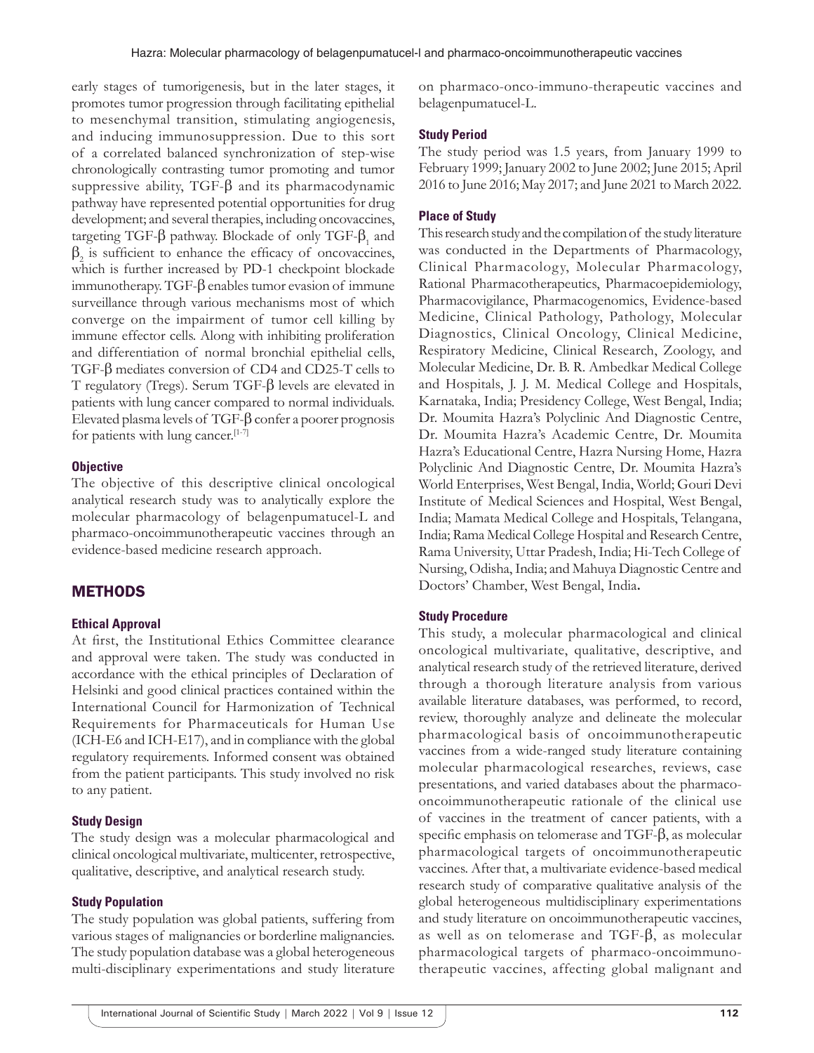early stages of tumorigenesis, but in the later stages, it promotes tumor progression through facilitating epithelial to mesenchymal transition, stimulating angiogenesis, and inducing immunosuppression. Due to this sort of a correlated balanced synchronization of step-wise chronologically contrasting tumor promoting and tumor suppressive ability, TGF-β and its pharmacodynamic pathway have represented potential opportunities for drug development; and several therapies, including oncovaccines, targeting TGF-β pathway. Blockade of only TGF-$\beta_1$ and $\beta_2$ is sufficient to enhance the efficacy of oncovaccines, which is further increased by PD-1 checkpoint blockade immunotherapy. TGF-β enables tumor evasion of immune surveillance through various mechanisms most of which converge on the impairment of tumor cell killing by immune effector cells. Along with inhibiting proliferation and differentiation of normal bronchial epithelial cells, TGF-β mediates conversion of CD4 and CD25-T cells to T regulatory (Tregs). Serum TGF-β levels are elevated in patients with lung cancer compared to normal individuals. Elevated plasma levels of TGF-β confer a poorer prognosis for patients with lung cancer.[1-7]

### Objective

The objective of this descriptive clinical oncological analytical research study was to analytically explore the molecular pharmacology of belagenpumatucel-L and pharmaco-oncoimmunotherapeutic vaccines through an evidence-based medicine research approach.

## METHODS

### Ethical Approval

At first, the Institutional Ethics Committee clearance and approval were taken. The study was conducted in accordance with the ethical principles of Declaration of Helsinki and good clinical practices contained within the International Council for Harmonization of Technical Requirements for Pharmaceuticals for Human Use (ICH-E6 and ICH-E17), and in compliance with the global regulatory requirements. Informed consent was obtained from the patient participants. This study involved no risk to any patient.

### Study Design

The study design was a molecular pharmacological and clinical oncological multivariate, multicenter, retrospective, qualitative, descriptive, and analytical research study.

### Study Population

The study population was global patients, suffering from various stages of malignancies or borderline malignancies. The study population database was a global heterogeneous multi-disciplinary experimentations and study literature on pharmaco-onco-immuno-therapeutic vaccines and belagenpumatucel-L.

### Study Period

The study period was 1.5 years, from January 1999 to February 1999; January 2002 to June 2002; June 2015; April 2016 to June 2016; May 2017; and June 2021 to March 2022.

### Place of Study

This research study and the compilation of the study literature was conducted in the Departments of Pharmacology, Clinical Pharmacology, Molecular Pharmacology, Rational Pharmacotherapeutics, Pharmacoepidemiology, Pharmacovigilance, Pharmacogenomics, Evidence-based Medicine, Clinical Pathology, Pathology, Molecular Diagnostics, Clinical Oncology, Clinical Medicine, Respiratory Medicine, Clinical Research, Zoology, and Molecular Medicine, Dr. B. R. Ambedkar Medical College and Hospitals, J. J. M. Medical College and Hospitals, Karnataka, India; Presidency College, West Bengal, India; Dr. Moumita Hazra's Polyclinic And Diagnostic Centre, Dr. Moumita Hazra's Academic Centre, Dr. Moumita Hazra's Educational Centre, Hazra Nursing Home, Hazra Polyclinic And Diagnostic Centre, Dr. Moumita Hazra's World Enterprises, West Bengal, India, World; Gouri Devi Institute of Medical Sciences and Hospital, West Bengal, India; Mamata Medical College and Hospitals, Telangana, India; Rama Medical College Hospital and Research Centre, Rama University, Uttar Pradesh, India; Hi-Tech College of Nursing, Odisha, India; and Mahuya Diagnostic Centre and Doctors' Chamber, West Bengal, India.

### Study Procedure

This study, a molecular pharmacological and clinical oncological multivariate, qualitative, descriptive, and analytical research study of the retrieved literature, derived through a thorough literature analysis from various available literature databases, was performed, to record, review, thoroughly analyze and delineate the molecular pharmacological basis of oncoimmunotherapeutic vaccines from a wide-ranged study literature containing molecular pharmacological researches, reviews, case presentations, and varied databases about the pharmaco-oncoimmunotherapeutic rationale of the clinical use of vaccines in the treatment of cancer patients, with a specific emphasis on telomerase and TGF-β, as molecular pharmacological targets of oncoimmunotherapeutic vaccines. After that, a multivariate evidence-based medical research study of comparative qualitative analysis of the global heterogeneous multidisciplinary experimentations and study literature on oncoimmunotherapeutic vaccines, as well as on telomerase and TGF-β, as molecular pharmacological targets of pharmaco-oncoimmuno-therapeutic vaccines, affecting global malignant and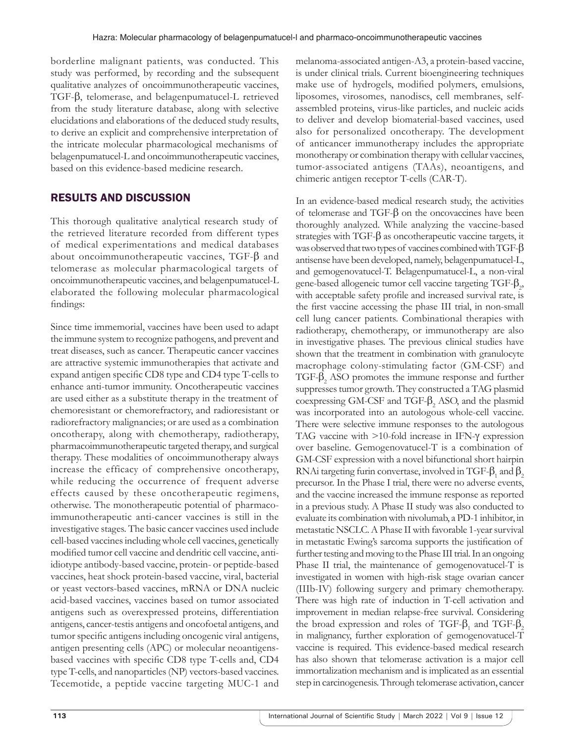borderline malignant patients, was conducted. This study was performed, by recording and the subsequent qualitative analyzes of oncoimmunotherapeutic vaccines, TGF-β, telomerase, and belagenpumatucel-L retrieved from the study literature database, along with selective elucidations and elaborations of the deduced study results, to derive an explicit and comprehensive interpretation of the intricate molecular pharmacological mechanisms of belagenpumatucel-L and oncoimmunotherapeutic vaccines, based on this evidence-based medicine research.

## RESULTS AND DISCUSSION

This thorough qualitative analytical research study of the retrieved literature recorded from different types of medical experimentations and medical databases about oncoimmunotherapeutic vaccines, TGF-β and telomerase as molecular pharmacological targets of oncoimmunotherapeutic vaccines, and belagenpumatucel-L elaborated the following molecular pharmacological findings:

Since time immemorial, vaccines have been used to adapt the immune system to recognize pathogens, and prevent and treat diseases, such as cancer. Therapeutic cancer vaccines are attractive systemic immunotherapies that activate and expand antigen specific CD8 type and CD4 type T-cells to enhance anti-tumor immunity. Oncotherapeutic vaccines are used either as a substitute therapy in the treatment of chemoresistant or chemorefractory, and radioresistant or radiorefractory malignancies; or are used as a combination oncotherapy, along with chemotherapy, radiotherapy, pharmacoimmunotherapeutic targeted therapy, and surgical therapy. These modalities of oncoimmunotherapy always increase the efficacy of comprehensive oncotherapy, while reducing the occurrence of frequent adverse effects caused by these oncotherapeutic regimens, otherwise. The monotherapeutic potential of pharmaco-immunotherapeutic anti-cancer vaccines is still in the investigative stages. The basic cancer vaccines used include cell-based vaccines including whole cell vaccines, genetically modified tumor cell vaccine and dendritic cell vaccine, anti-idiotype antibody-based vaccine, protein- or peptide-based vaccines, heat shock protein-based vaccine, viral, bacterial or yeast vectors-based vaccines, mRNA or DNA nucleic acid-based vaccines, vaccines based on tumor associated antigens such as overexpressed proteins, differentiation antigens, cancer-testis antigens and oncofoetal antigens, and tumor specific antigens including oncogenic viral antigens, antigen presenting cells (APC) or molecular neoantigens-based vaccines with specific CD8 type T-cells and, CD4 type T-cells, and nanoparticles (NP) vectors-based vaccines. Tecemotide, a peptide vaccine targeting MUC-1 and melanoma-associated antigen-A3, a protein-based vaccine, is under clinical trials. Current bioengineering techniques make use of hydrogels, modified polymers, emulsions, liposomes, virosomes, nanodiscs, cell membranes, self-assembled proteins, virus-like particles, and nucleic acids to deliver and develop biomaterial-based vaccines, used also for personalized oncotherapy. The development of anticancer immunotherapy includes the appropriate monotherapy or combination therapy with cellular vaccines, tumor-associated antigens (TAAs), neoantigens, and chimeric antigen receptor T-cells (CAR-T).

In an evidence-based medical research study, the activities of telomerase and TGF-β on the oncovaccines have been thoroughly analyzed. While analyzing the vaccine-based strategies with TGF-β as oncotherapeutic vaccine targets, it was observed that two types of vaccines combined with TGF-β antisense have been developed, namely, belagenpumatucel-L, and gemogenovatucel-T. Belagenpumatucel-L, a non-viral gene-based allogeneic tumor cell vaccine targeting TGF-$\beta_2$, with acceptable safety profile and increased survival rate, is the first vaccine accessing the phase III trial, in non-small cell lung cancer patients. Combinational therapies with radiotherapy, chemotherapy, or immunotherapy are also in investigative phases. The previous clinical studies have shown that the treatment in combination with granulocyte macrophage colony-stimulating factor (GM-CSF) and TGF-$\beta_2$ ASO promotes the immune response and further suppresses tumor growth. They constructed a TAG plasmid coexpressing GM-CSF and TGF-$\beta_2$ ASO, and the plasmid was incorporated into an autologous whole-cell vaccine. There were selective immune responses to the autologous TAG vaccine with >10-fold increase in IFN-γ expression over baseline. Gemogenovatucel-T is a combination of GM-CSF expression with a novel bifunctional short hairpin RNAi targeting furin convertase, involved in TGF-$\beta_1$ and $\beta_2$ precursor. In the Phase I trial, there were no adverse events, and the vaccine increased the immune response as reported in a previous study. A Phase II study was also conducted to evaluate its combination with nivolumab, a PD-1 inhibitor, in metastatic NSCLC. A Phase II with favorable 1-year survival in metastatic Ewing's sarcoma supports the justification of further testing and moving to the Phase III trial. In an ongoing Phase II trial, the maintenance of gemogenovatucel-T is investigated in women with high-risk stage ovarian cancer (IIIb-IV) following surgery and primary chemotherapy. There was high rate of induction in T-cell activation and improvement in median relapse-free survival. Considering the broad expression and roles of TGF-$\beta_1$ and TGF-$\beta_2$ in malignancy, further exploration of gemogenovatucel-T vaccine is required. This evidence-based medical research has also shown that telomerase activation is a major cell immortalization mechanism and is implicated as an essential step in carcinogenesis. Through telomerase activation, cancer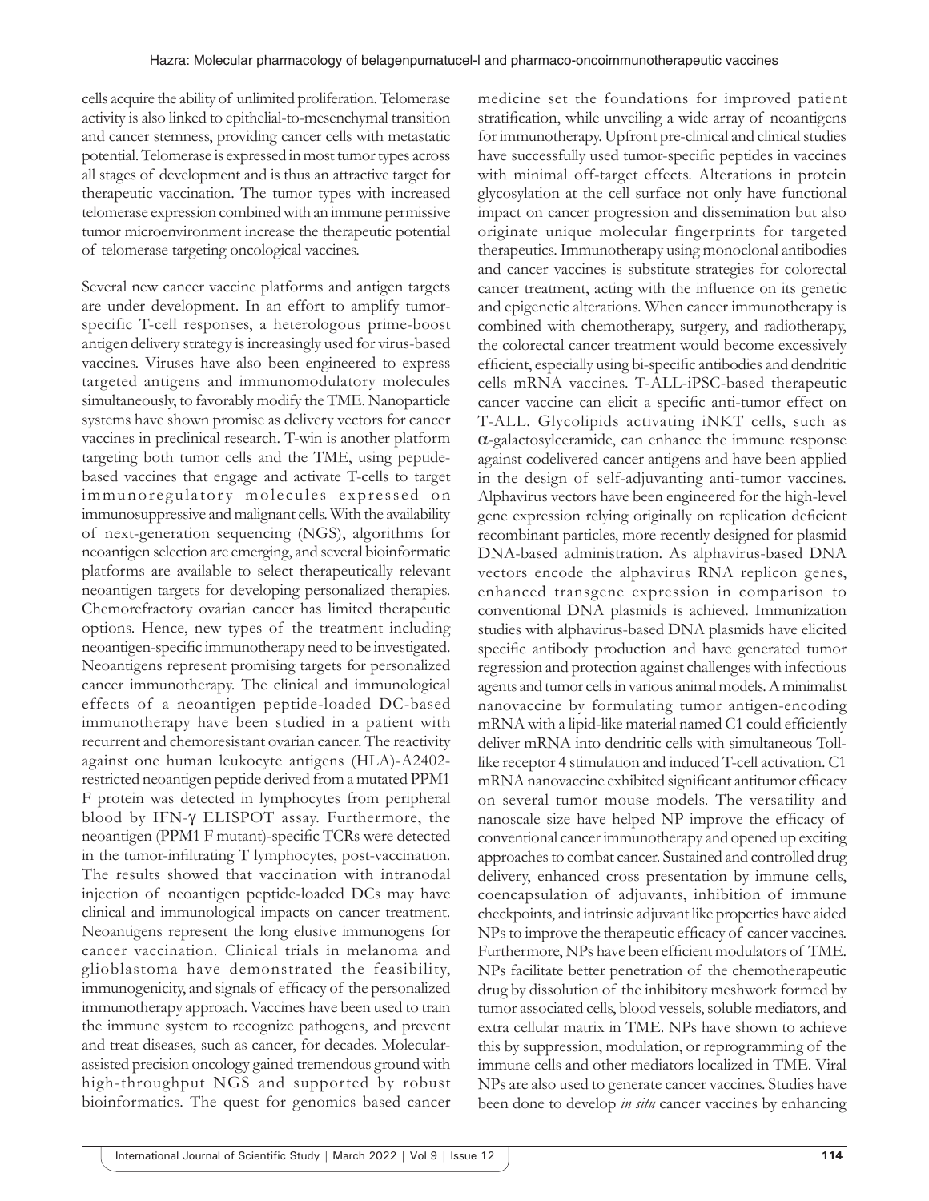cells acquire the ability of unlimited proliferation. Telomerase activity is also linked to epithelial-to-mesenchymal transition and cancer stemness, providing cancer cells with metastatic potential. Telomerase is expressed in most tumor types across all stages of development and is thus an attractive target for therapeutic vaccination. The tumor types with increased telomerase expression combined with an immune permissive tumor microenvironment increase the therapeutic potential of telomerase targeting oncological vaccines.

Several new cancer vaccine platforms and antigen targets are under development. In an effort to amplify tumor-specific T-cell responses, a heterologous prime-boost antigen delivery strategy is increasingly used for virus-based vaccines. Viruses have also been engineered to express targeted antigens and immunomodulatory molecules simultaneously, to favorably modify the TME. Nanoparticle systems have shown promise as delivery vectors for cancer vaccines in preclinical research. T-win is another platform targeting both tumor cells and the TME, using peptide-based vaccines that engage and activate T-cells to target immunoregulatory molecules expressed on immunosuppressive and malignant cells. With the availability of next-generation sequencing (NGS), algorithms for neoantigen selection are emerging, and several bioinformatic platforms are available to select therapeutically relevant neoantigen targets for developing personalized therapies. Chemorefractory ovarian cancer has limited therapeutic options. Hence, new types of the treatment including neoantigen-specific immunotherapy need to be investigated. Neoantigens represent promising targets for personalized cancer immunotherapy. The clinical and immunological effects of a neoantigen peptide-loaded DC-based immunotherapy have been studied in a patient with recurrent and chemoresistant ovarian cancer. The reactivity against one human leukocyte antigens (HLA)-A2402-restricted neoantigen peptide derived from a mutated PPM1 F protein was detected in lymphocytes from peripheral blood by IFN-$\gamma$ ELISPOT assay. Furthermore, the neoantigen (PPM1 F mutant)-specific TCRs were detected in the tumor-infiltrating T lymphocytes, post-vaccination. The results showed that vaccination with intranodal injection of neoantigen peptide-loaded DCs may have clinical and immunological impacts on cancer treatment. Neoantigens represent the long elusive immunogens for cancer vaccination. Clinical trials in melanoma and glioblastoma have demonstrated the feasibility, immunogenicity, and signals of efficacy of the personalized immunotherapy approach. Vaccines have been used to train the immune system to recognize pathogens, and prevent and treat diseases, such as cancer, for decades. Molecular-assisted precision oncology gained tremendous ground with high-throughput NGS and supported by robust bioinformatics. The quest for genomics based cancer medicine set the foundations for improved patient stratification, while unveiling a wide array of neoantigens for immunotherapy. Upfront pre-clinical and clinical studies have successfully used tumor-specific peptides in vaccines with minimal off-target effects. Alterations in protein glycosylation at the cell surface not only have functional impact on cancer progression and dissemination but also originate unique molecular fingerprints for targeted therapeutics. Immunotherapy using monoclonal antibodies and cancer vaccines is substitute strategies for colorectal cancer treatment, acting with the influence on its genetic and epigenetic alterations. When cancer immunotherapy is combined with chemotherapy, surgery, and radiotherapy, the colorectal cancer treatment would become excessively efficient, especially using bi-specific antibodies and dendritic cells mRNA vaccines. T-ALL-iPSC-based therapeutic cancer vaccine can elicit a specific anti-tumor effect on T-ALL. Glycolipids activating iNKT cells, such as $\alpha$-galactosylceramide, can enhance the immune response against codelivered cancer antigens and have been applied in the design of self-adjuvanting anti-tumor vaccines. Alphavirus vectors have been engineered for the high-level gene expression relying originally on replication deficient recombinant particles, more recently designed for plasmid DNA-based administration. As alphavirus-based DNA vectors encode the alphavirus RNA replicon genes, enhanced transgene expression in comparison to conventional DNA plasmids is achieved. Immunization studies with alphavirus-based DNA plasmids have elicited specific antibody production and have generated tumor regression and protection against challenges with infectious agents and tumor cells in various animal models. A minimalist nanovaccine by formulating tumor antigen-encoding mRNA with a lipid-like material named C1 could efficiently deliver mRNA into dendritic cells with simultaneous Toll-like receptor 4 stimulation and induced T-cell activation. C1 mRNA nanovaccine exhibited significant antitumor efficacy on several tumor mouse models. The versatility and nanoscale size have helped NP improve the efficacy of conventional cancer immunotherapy and opened up exciting approaches to combat cancer. Sustained and controlled drug delivery, enhanced cross presentation by immune cells, coencapsulation of adjuvants, inhibition of immune checkpoints, and intrinsic adjuvant like properties have aided NPs to improve the therapeutic efficacy of cancer vaccines. Furthermore, NPs have been efficient modulators of TME. NPs facilitate better penetration of the chemotherapeutic drug by dissolution of the inhibitory meshwork formed by tumor associated cells, blood vessels, soluble mediators, and extra cellular matrix in TME. NPs have shown to achieve this by suppression, modulation, or reprogramming of the immune cells and other mediators localized in TME. Viral NPs are also used to generate cancer vaccines. Studies have been done to develop *in situ* cancer vaccines by enhancing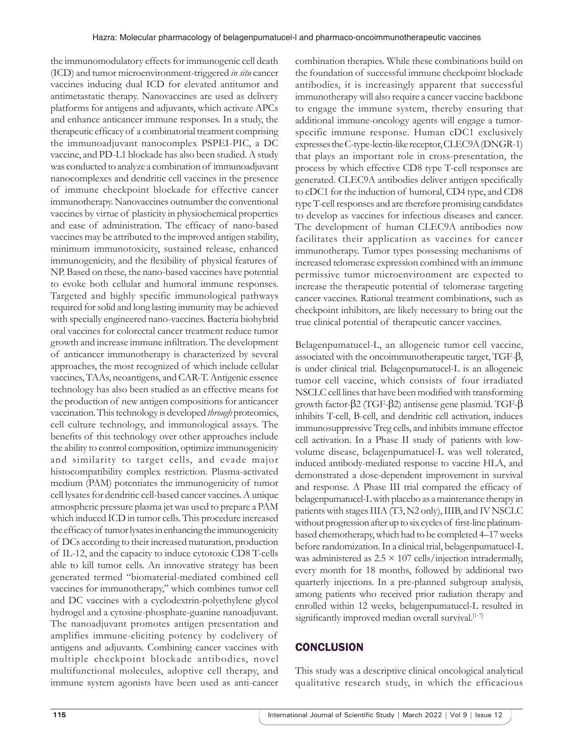the immunomodulatory effects for immunogenic cell death (ICD) and tumor microenvironment-triggered *in situ* cancer vaccines inducing dual ICD for elevated antitumor and antimetastatic therapy. Nanovaccines are used as delivery platforms for antigens and adjuvants, which activate APCs and enhance anticancer immune responses. In a study, the therapeutic efficacy of a combinatorial treatment comprising the immunoadjuvant nanocomplex PSPEI-PIC, a DC vaccine, and PD-L1 blockade has also been studied. A study was conducted to analyze a combination of immunoadjuvant nanocomplexes and dendritic cell vaccines in the presence of immune checkpoint blockade for effective cancer immunotherapy. Nanovaccines outnumber the conventional vaccines by virtue of plasticity in physiochemical properties and ease of administration. The efficacy of nano-based vaccines may be attributed to the improved antigen stability, minimum immunotoxicity, sustained release, enhanced immunogenicity, and the flexibility of physical features of NP. Based on these, the nano-based vaccines have potential to evoke both cellular and humoral immune responses. Targeted and highly specific immunological pathways required for solid and long lasting immunity may be achieved with specially engineered nano-vaccines. Bacteria biohybrid oral vaccines for colorectal cancer treatment reduce tumor growth and increase immune infiltration. The development of anticancer immunotherapy is characterized by several approaches, the most recognized of which include cellular vaccines, TAAs, neoantigens, and CAR-T. Antigenic essence technology has also been studied as an effective means for the production of new antigen compositions for anticancer vaccination. This technology is developed *through* proteomics, cell culture technology, and immunological assays. The benefits of this technology over other approaches include the ability to control composition, optimize immunogenicity and similarity to target cells, and evade major histocompatibility complex restriction. Plasma-activated medium (PAM) potentiates the immunogenicity of tumor cell lysates for dendritic cell-based cancer vaccines. A unique atmospheric pressure plasma jet was used to prepare a PAM which induced ICD in tumor cells. This procedure increased the efficacy of tumor lysates in enhancing the immunogenicity of DCs according to their increased maturation, production of IL-12, and the capacity to induce cytotoxic CD8 T-cells able to kill tumor cells. An innovative strategy has been generated termed "biomaterial-mediated combined cell vaccines for immunotherapy," which combines tumor cell and DC vaccines with a cyclodextrin-polyethylene glycol hydrogel and a cytosine-phosphate-guanine nanoadjuvant. The nanoadjuvant promotes antigen presentation and amplifies immune-eliciting potency by codelivery of antigens and adjuvants. Combining cancer vaccines with multiple checkpoint blockade antibodies, novel multifunctional molecules, adoptive cell therapy, and immune system agonists have been used as anti-cancer combination therapies. While these combinations build on the foundation of successful immune checkpoint blockade antibodies, it is increasingly apparent that successful immunotherapy will also require a cancer vaccine backbone to engage the immune system, thereby ensuring that additional immune-oncology agents will engage a tumor-specific immune response. Human cDC1 exclusively expresses the C-type-lectin-like receptor, CLEC9A (DNGR-1) that plays an important role in cross-presentation, the process by which effective CD8 type T-cell responses are generated. CLEC9A antibodies deliver antigen specifically to cDC1 for the induction of humoral, CD4 type, and CD8 type T-cell responses and are therefore promising candidates to develop as vaccines for infectious diseases and cancer. The development of human CLEC9A antibodies now facilitates their application as vaccines for cancer immunotherapy. Tumor types possessing mechanisms of increased telomerase expression combined with an immune permissive tumor microenvironment are expected to increase the therapeutic potential of telomerase targeting cancer vaccines. Rational treatment combinations, such as checkpoint inhibitors, are likely necessary to bring out the true clinical potential of therapeutic cancer vaccines.

Belagenpumatucel-L, an allogeneic tumor cell vaccine, associated with the oncoimmunotherapeutic target, TGF-β, is under clinical trial. Belagenpumatucel-L is an allogeneic tumor cell vaccine, which consists of four irradiated NSCLC cell lines that have been modified with transforming growth factor-β2 (TGF-β2) antisense gene plasmid. TGF-β inhibits T-cell, B-cell, and dendritic cell activation, induces immunosuppressive Treg cells, and inhibits immune effector cell activation. In a Phase II study of patients with low-volume disease, belagenpumatucel-L was well tolerated, induced antibody-mediated response to vaccine HLA, and demonstrated a dose-dependent improvement in survival and response. A Phase III trial compared the efficacy of belagenpumatucel-L with placebo as a maintenance therapy in patients with stages IIIA (T3, N2 only), IIIB, and IV NSCLC without progression after up to six cycles of first-line platinum-based chemotherapy, which had to be completed 4–17 weeks before randomization. In a clinical trial, belagenpumatucel-L was administered as $2.5 \times 107$ cells/injection intradermally, every month for 18 months, followed by additional two quarterly injections. In a pre-planned subgroup analysis, among patients who received prior radiation therapy and enrolled within 12 weeks, belagenpumatucel-L resulted in significantly improved median overall survival.[1-7]

## CONCLUSION

This study was a descriptive clinical oncological analytical qualitative research study, in which the efficacious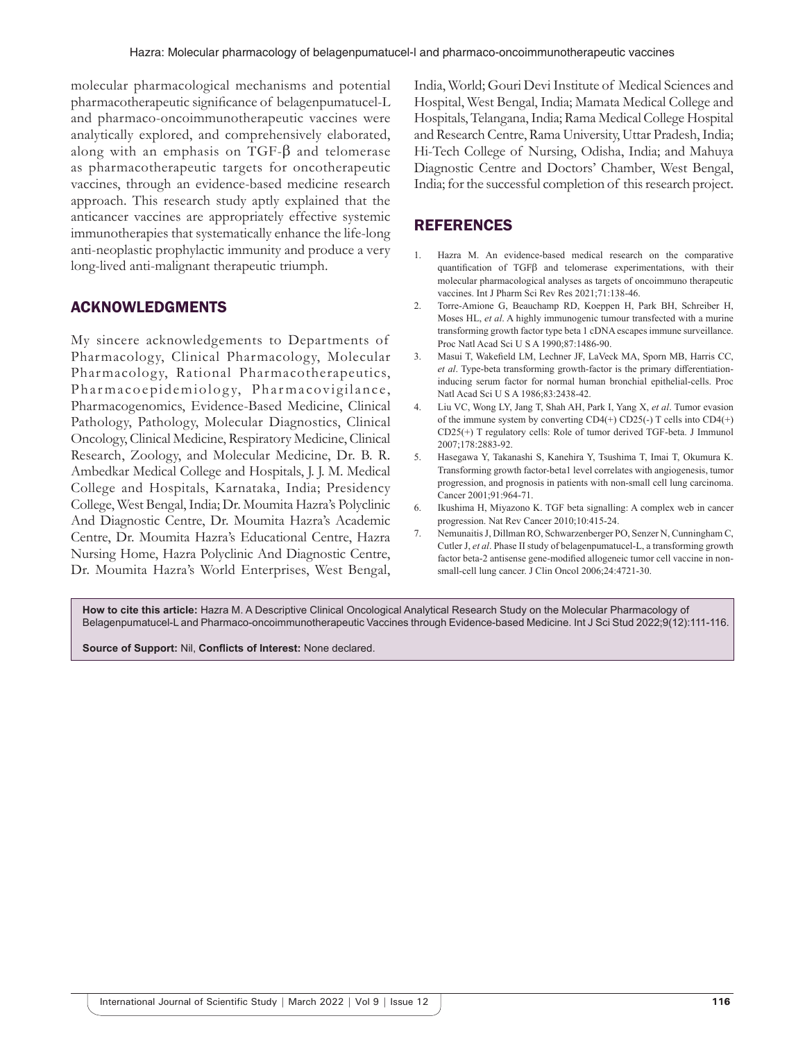molecular pharmacological mechanisms and potential pharmacotherapeutic significance of belagenpumatucel-L and pharmaco-oncoimmunotherapeutic vaccines were analytically explored, and comprehensively elaborated, along with an emphasis on TGF-β and telomerase as pharmacotherapeutic targets for oncotherapeutic vaccines, through an evidence-based medicine research approach. This research study aptly explained that the anticancer vaccines are appropriately effective systemic immunotherapies that systematically enhance the life-long anti-neoplastic prophylactic immunity and produce a very long-lived anti-malignant therapeutic triumph.

## ACKNOWLEDGMENTS

My sincere acknowledgements to Departments of Pharmacology, Clinical Pharmacology, Molecular Pharmacology, Rational Pharmacotherapeutics, Pharmacoepidemiology, Pharmacovigilance, Pharmacogenomics, Evidence-Based Medicine, Clinical Pathology, Pathology, Molecular Diagnostics, Clinical Oncology, Clinical Medicine, Respiratory Medicine, Clinical Research, Zoology, and Molecular Medicine, Dr. B. R. Ambedkar Medical College and Hospitals, J. J. M. Medical College and Hospitals, Karnataka, India; Presidency College, West Bengal, India; Dr. Moumita Hazra's Polyclinic And Diagnostic Centre, Dr. Moumita Hazra's Academic Centre, Dr. Moumita Hazra's Educational Centre, Hazra Nursing Home, Hazra Polyclinic And Diagnostic Centre, Dr. Moumita Hazra's World Enterprises, West Bengal, India, World; Gouri Devi Institute of Medical Sciences and Hospital, West Bengal, India; Mamata Medical College and Hospitals, Telangana, India; Rama Medical College Hospital and Research Centre, Rama University, Uttar Pradesh, India; Hi-Tech College of Nursing, Odisha, India; and Mahuya Diagnostic Centre and Doctors' Chamber, West Bengal, India; for the successful completion of this research project.

## REFERENCES

1. Hazra M. An evidence-based medical research on the comparative quantification of TGFβ and telomerase experimentations, with their molecular pharmacological analyses as targets of oncoimmuno therapeutic vaccines. Int J Pharm Sci Rev Res 2021;71:138-46.
2. Torre-Amione G, Beauchamp RD, Koeppen H, Park BH, Schreiber H, Moses HL, *et al*. A highly immunogenic tumour transfected with a murine transforming growth factor type beta 1 cDNA escapes immune surveillance. Proc Natl Acad Sci U S A 1990;87:1486-90.
3. Masui T, Wakefield LM, Lechner JF, LaVeck MA, Sporn MB, Harris CC, *et al*. Type-beta transforming growth-factor is the primary differentiation-inducing serum factor for normal human bronchial epithelial-cells. Proc Natl Acad Sci U S A 1986;83:2438-42.
4. Liu VC, Wong LY, Jang T, Shah AH, Park I, Yang X, *et al*. Tumor evasion of the immune system by converting CD4(+) CD25(-) T cells into CD4(+) CD25(+) T regulatory cells: Role of tumor derived TGF-beta. J Immunol 2007;178:2883-92.
5. Hasegawa Y, Takanashi S, Kanehira Y, Tsushima T, Imai T, Okumura K. Transforming growth factor-beta1 level correlates with angiogenesis, tumor progression, and prognosis in patients with non-small cell lung carcinoma. Cancer 2001;91:964-71.
6. Ikushima H, Miyazono K. TGF beta signalling: A complex web in cancer progression. Nat Rev Cancer 2010;10:415-24.
7. Nemunaitis J, Dillman RO, Schwarzenberger PO, Senzer N, Cunningham C, Cutler J, *et al*. Phase II study of belagenpumatucel-L, a transforming growth factor beta-2 antisense gene-modified allogeneic tumor cell vaccine in non-small-cell lung cancer. J Clin Oncol 2006;24:4721-30.

**How to cite this article:** Hazra M. A Descriptive Clinical Oncological Analytical Research Study on the Molecular Pharmacology of Belagenpumatucel-L and Pharmaco-oncoimmunotherapeutic Vaccines through Evidence-based Medicine. Int J Sci Stud 2022;9(12):111-116.

**Source of Support:** Nil, **Conflicts of Interest:** None declared.